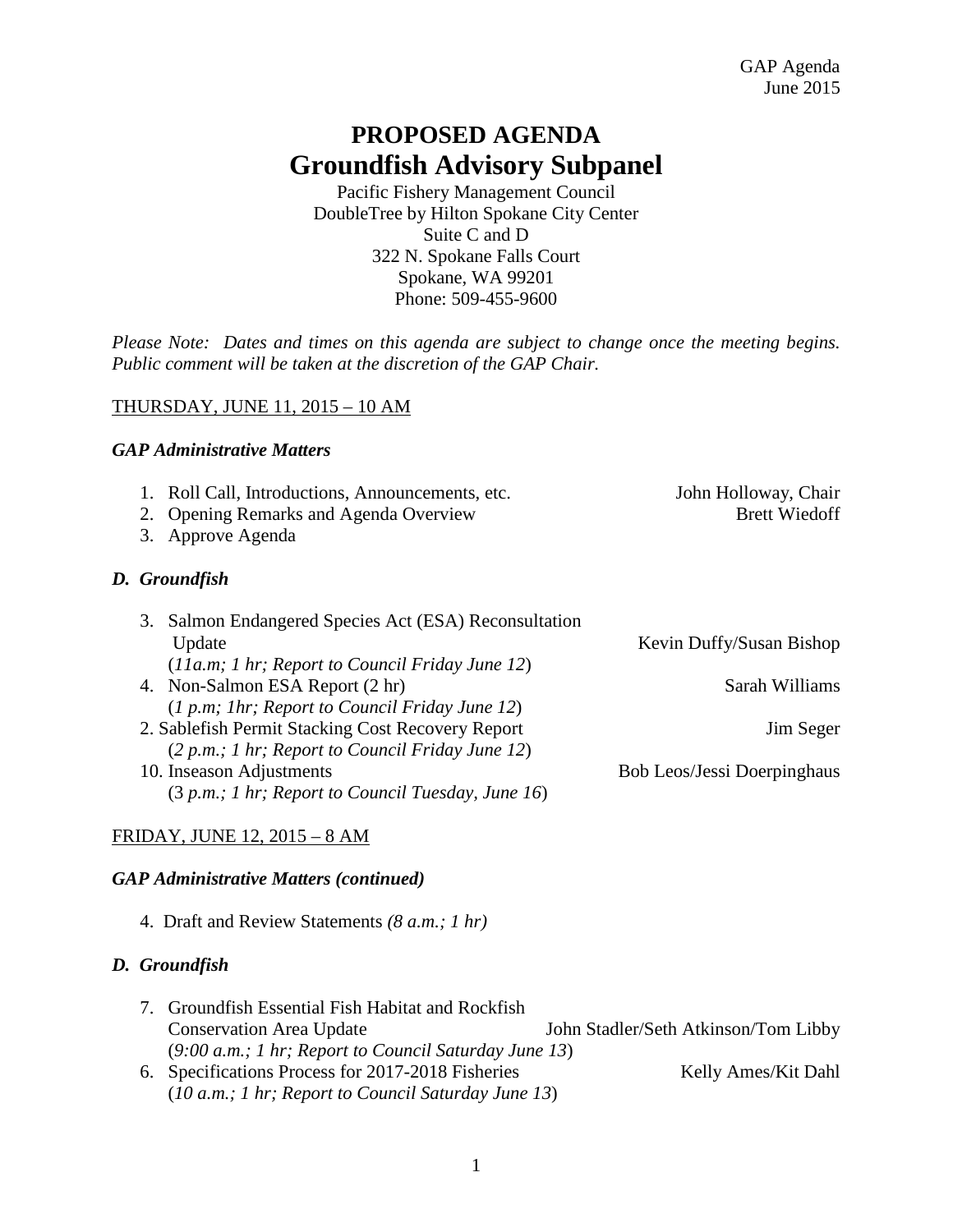GAP Agenda
June 2015

# PROPOSED AGENDA
# Groundfish Advisory Subpanel

Pacific Fishery Management Council
DoubleTree by Hilton Spokane City Center
Suite C and D
322 N. Spokane Falls Court
Spokane, WA 99201
Phone: 509-455-9600

*Please Note: Dates and times on this agenda are subject to change once the meeting begins. Public comment will be taken at the discretion of the GAP Chair.*

THURSDAY, JUNE 11, 2015 – 10 AM

### *GAP Administrative Matters*

1. Roll Call, Introductions, Announcements, etc. — John Holloway, Chair
2. Opening Remarks and Agenda Overview — Brett Wiedoff
3. Approve Agenda

### *D. Groundfish*

3. Salmon Endangered Species Act (ESA) Reconsultation Update — Kevin Duffy/Susan Bishop
   (*11a.m; 1 hr; Report to Council Friday June 12*)
4. Non-Salmon ESA Report (2 hr) — Sarah Williams
   (*1 p.m; 1hr; Report to Council Friday June 12*)
2. Sablefish Permit Stacking Cost Recovery Report — Jim Seger
   (*2 p.m.; 1 hr; Report to Council Friday June 12*)
10. Inseason Adjustments — Bob Leos/Jessi Doerpinghaus
   (3 *p.m.; 1 hr; Report to Council Tuesday, June 16*)

FRIDAY, JUNE 12, 2015 – 8 AM

### *GAP Administrative Matters (continued)*

4. Draft and Review Statements *(8 a.m.; 1 hr)*

### *D. Groundfish*

7. Groundfish Essential Fish Habitat and Rockfish Conservation Area Update — John Stadler/Seth Atkinson/Tom Libby
   (*9:00 a.m.; 1 hr; Report to Council Saturday June 13*)
6. Specifications Process for 2017-2018 Fisheries — Kelly Ames/Kit Dahl
   (*10 a.m.; 1 hr; Report to Council Saturday June 13*)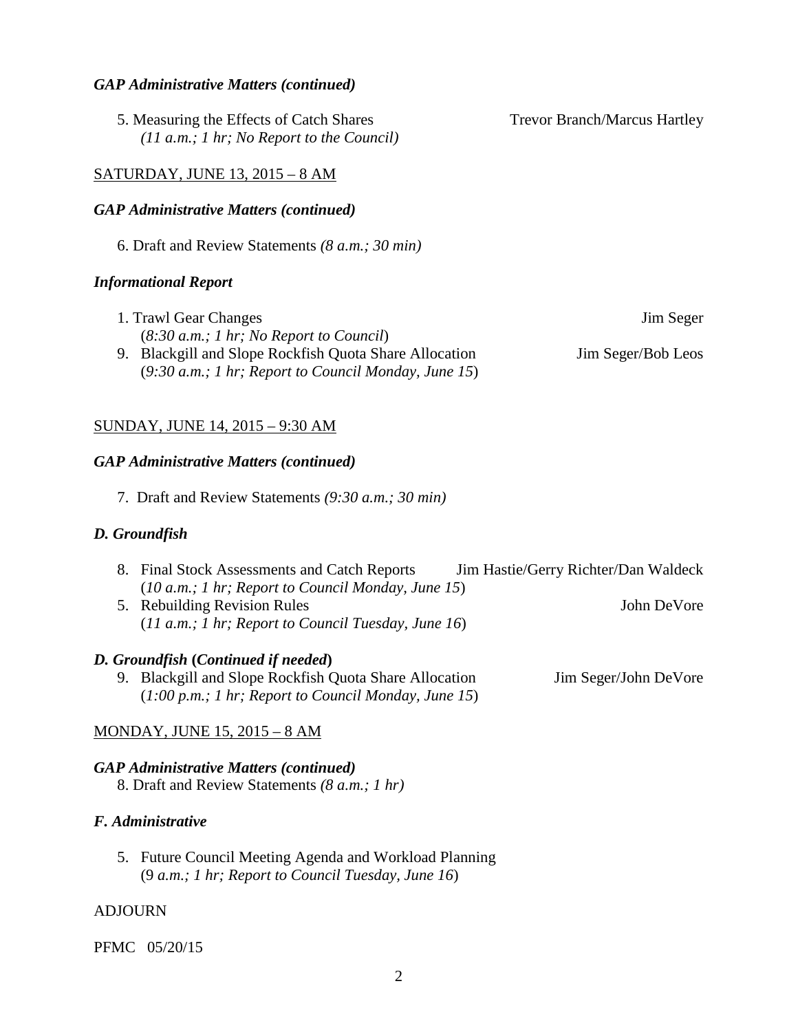***GAP Administrative Matters (continued)***

5. Measuring the Effects of Catch Shares — Trevor Branch/Marcus Hartley
   *(11 a.m.; 1 hr; No Report to the Council)*

SATURDAY, JUNE 13, 2015 – 8 AM

***GAP Administrative Matters (continued)***

6. Draft and Review Statements *(8 a.m.; 30 min)*

***Informational Report***

1. Trawl Gear Changes — Jim Seger
   (*8:30 a.m.; 1 hr; No Report to Council*)

9. Blackgill and Slope Rockfish Quota Share Allocation — Jim Seger/Bob Leos
   (*9:30 a.m.; 1 hr; Report to Council Monday, June 15*)

SUNDAY, JUNE 14, 2015 – 9:30 AM

***GAP Administrative Matters (continued)***

7. Draft and Review Statements *(9:30 a.m.; 30 min)*

***D. Groundfish***

8. Final Stock Assessments and Catch Reports — Jim Hastie/Gerry Richter/Dan Waldeck
   (*10 a.m.; 1 hr; Report to Council Monday, June 15*)

5. Rebuilding Revision Rules — John DeVore
   (*11 a.m.; 1 hr; Report to Council Tuesday, June 16*)

***D. Groundfish* (*Continued if needed*)**

9. Blackgill and Slope Rockfish Quota Share Allocation — Jim Seger/John DeVore
   (*1:00 p.m.; 1 hr; Report to Council Monday, June 15*)

MONDAY, JUNE 15, 2015 – 8 AM

***GAP Administrative Matters (continued)***

8. Draft and Review Statements *(8 a.m.; 1 hr)*

***F. Administrative***

5. Future Council Meeting Agenda and Workload Planning
   (9 *a.m.; 1 hr; Report to Council Tuesday, June 16*)

ADJOURN

PFMC 05/20/15